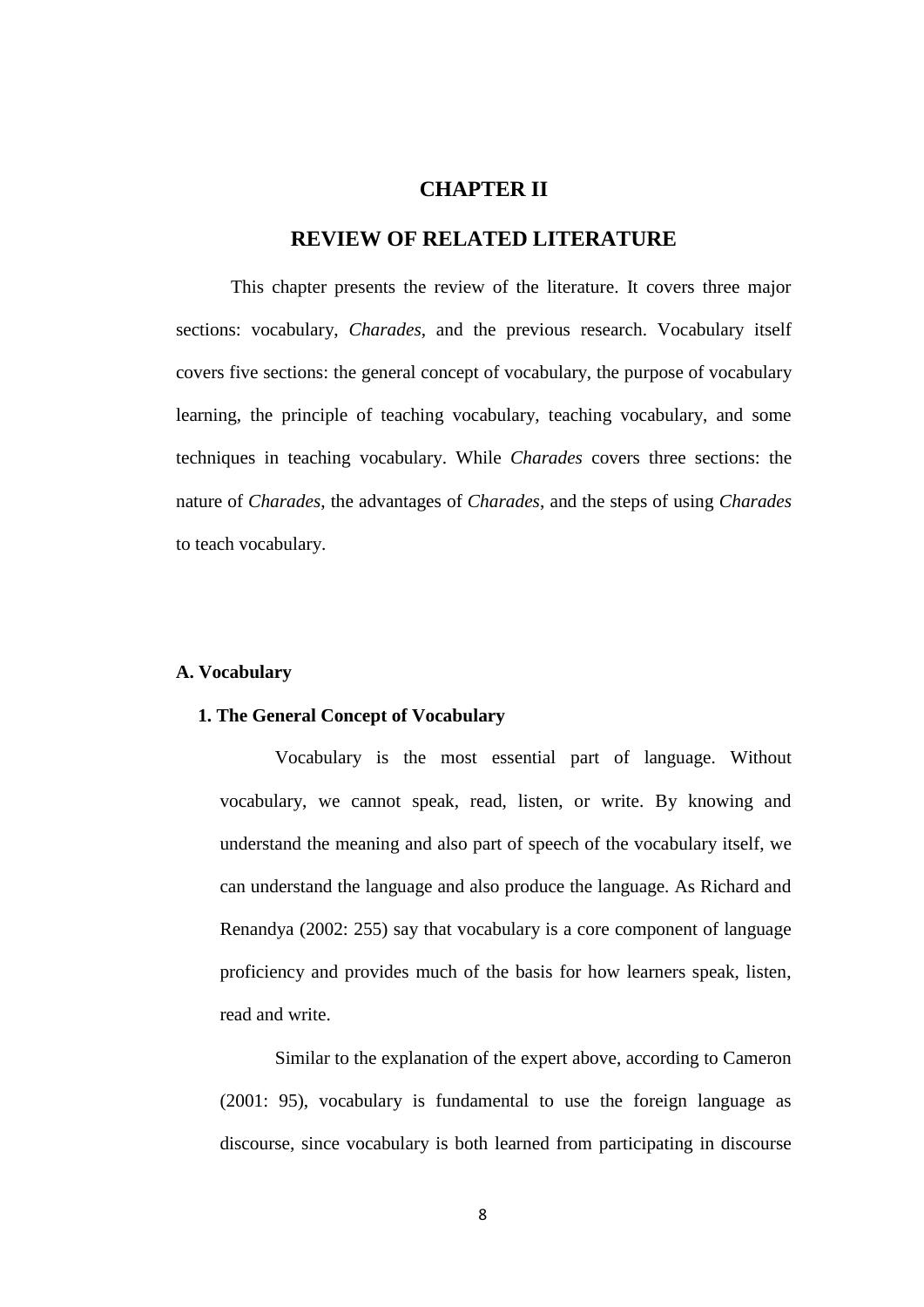# CHAPTER II

# REVIEW OF RELATED LITERATURE

This chapter presents the review of the literature. It covers three major sections: vocabulary, *Charades*, and the previous research. Vocabulary itself covers five sections: the general concept of vocabulary, the purpose of vocabulary learning, the principle of teaching vocabulary, teaching vocabulary, and some techniques in teaching vocabulary. While *Charades* covers three sections: the nature of *Charades*, the advantages of *Charades*, and the steps of using *Charades* to teach vocabulary.

## A. Vocabulary

### 1. The General Concept of Vocabulary

Vocabulary is the most essential part of language. Without vocabulary, we cannot speak, read, listen, or write. By knowing and understand the meaning and also part of speech of the vocabulary itself, we can understand the language and also produce the language. As Richard and Renandya (2002: 255) say that vocabulary is a core component of language proficiency and provides much of the basis for how learners speak, listen, read and write.

Similar to the explanation of the expert above, according to Cameron (2001: 95), vocabulary is fundamental to use the foreign language as discourse, since vocabulary is both learned from participating in discourse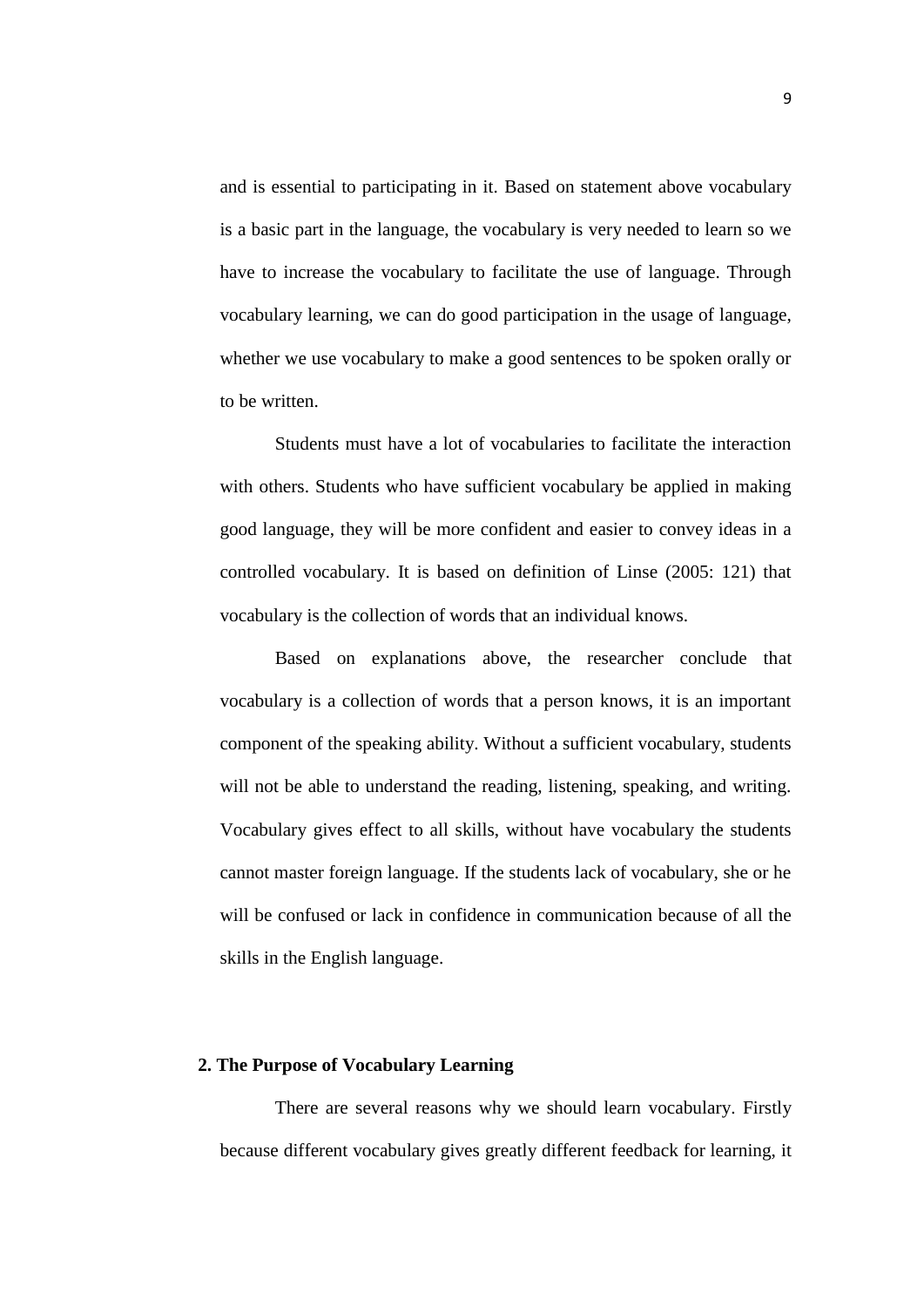and is essential to participating in it. Based on statement above vocabulary is a basic part in the language, the vocabulary is very needed to learn so we have to increase the vocabulary to facilitate the use of language. Through vocabulary learning, we can do good participation in the usage of language, whether we use vocabulary to make a good sentences to be spoken orally or to be written.

Students must have a lot of vocabularies to facilitate the interaction with others. Students who have sufficient vocabulary be applied in making good language, they will be more confident and easier to convey ideas in a controlled vocabulary. It is based on definition of Linse (2005: 121) that vocabulary is the collection of words that an individual knows.

Based on explanations above, the researcher conclude that vocabulary is a collection of words that a person knows, it is an important component of the speaking ability. Without a sufficient vocabulary, students will not be able to understand the reading, listening, speaking, and writing. Vocabulary gives effect to all skills, without have vocabulary the students cannot master foreign language. If the students lack of vocabulary, she or he will be confused or lack in confidence in communication because of all the skills in the English language.

**2. The Purpose of Vocabulary Learning**

There are several reasons why we should learn vocabulary. Firstly because different vocabulary gives greatly different feedback for learning, it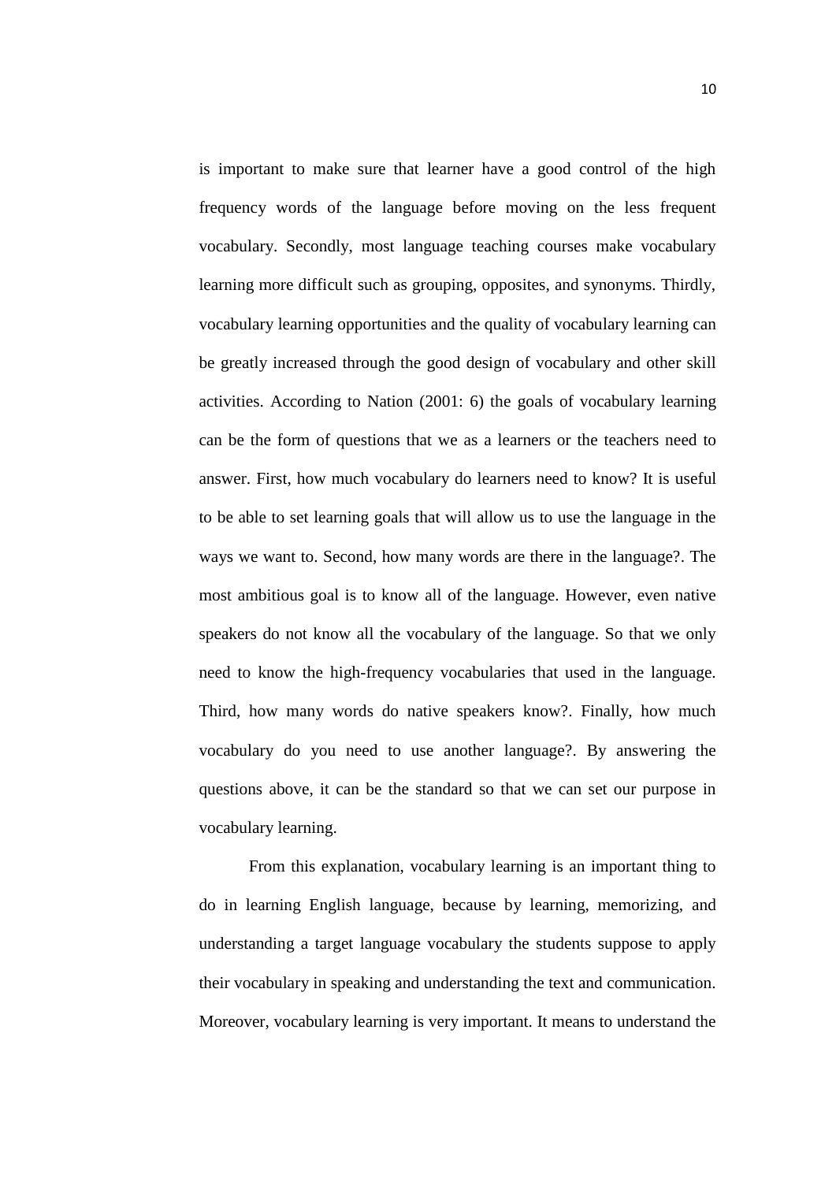is important to make sure that learner have a good control of the high frequency words of the language before moving on the less frequent vocabulary. Secondly, most language teaching courses make vocabulary learning more difficult such as grouping, opposites, and synonyms. Thirdly, vocabulary learning opportunities and the quality of vocabulary learning can be greatly increased through the good design of vocabulary and other skill activities. According to Nation (2001: 6) the goals of vocabulary learning can be the form of questions that we as a learners or the teachers need to answer. First, how much vocabulary do learners need to know? It is useful to be able to set learning goals that will allow us to use the language in the ways we want to. Second, how many words are there in the language?. The most ambitious goal is to know all of the language. However, even native speakers do not know all the vocabulary of the language. So that we only need to know the high-frequency vocabularies that used in the language. Third, how many words do native speakers know?. Finally, how much vocabulary do you need to use another language?. By answering the questions above, it can be the standard so that we can set our purpose in vocabulary learning.

From this explanation, vocabulary learning is an important thing to do in learning English language, because by learning, memorizing, and understanding a target language vocabulary the students suppose to apply their vocabulary in speaking and understanding the text and communication. Moreover, vocabulary learning is very important. It means to understand the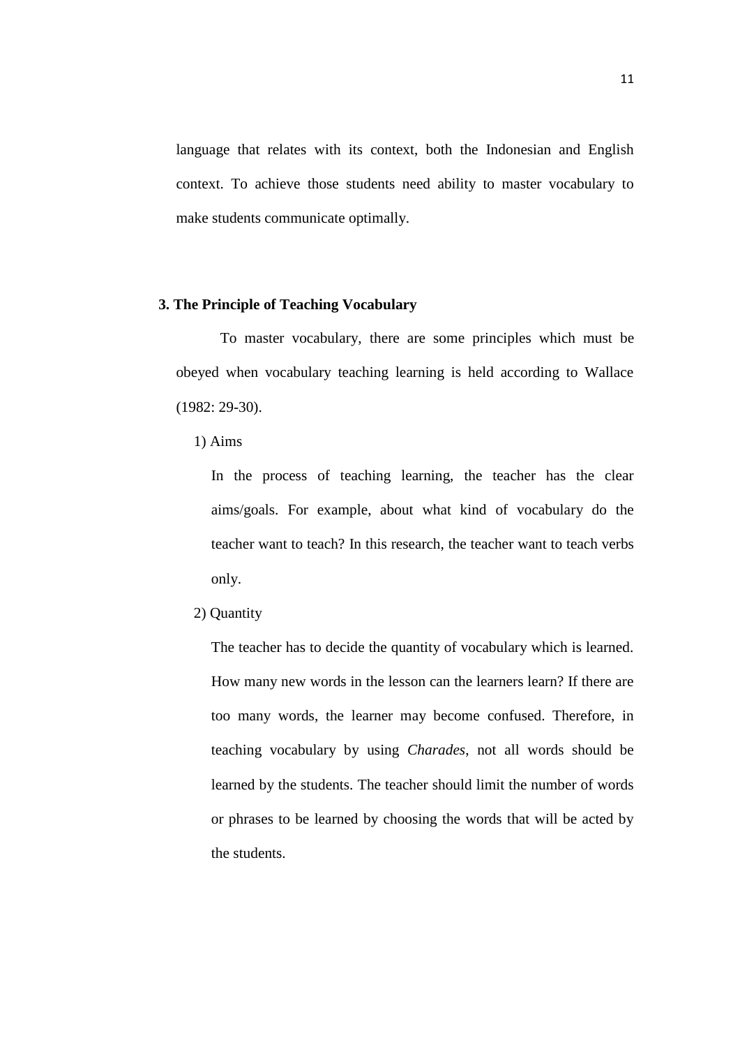language that relates with its context, both the Indonesian and English context. To achieve those students need ability to master vocabulary to make students communicate optimally.

### 3. The Principle of Teaching Vocabulary

To master vocabulary, there are some principles which must be obeyed when vocabulary teaching learning is held according to Wallace (1982: 29-30).

1) Aims

In the process of teaching learning, the teacher has the clear aims/goals. For example, about what kind of vocabulary do the teacher want to teach? In this research, the teacher want to teach verbs only.

2) Quantity

The teacher has to decide the quantity of vocabulary which is learned. How many new words in the lesson can the learners learn? If there are too many words, the learner may become confused. Therefore, in teaching vocabulary by using *Charades*, not all words should be learned by the students. The teacher should limit the number of words or phrases to be learned by choosing the words that will be acted by the students.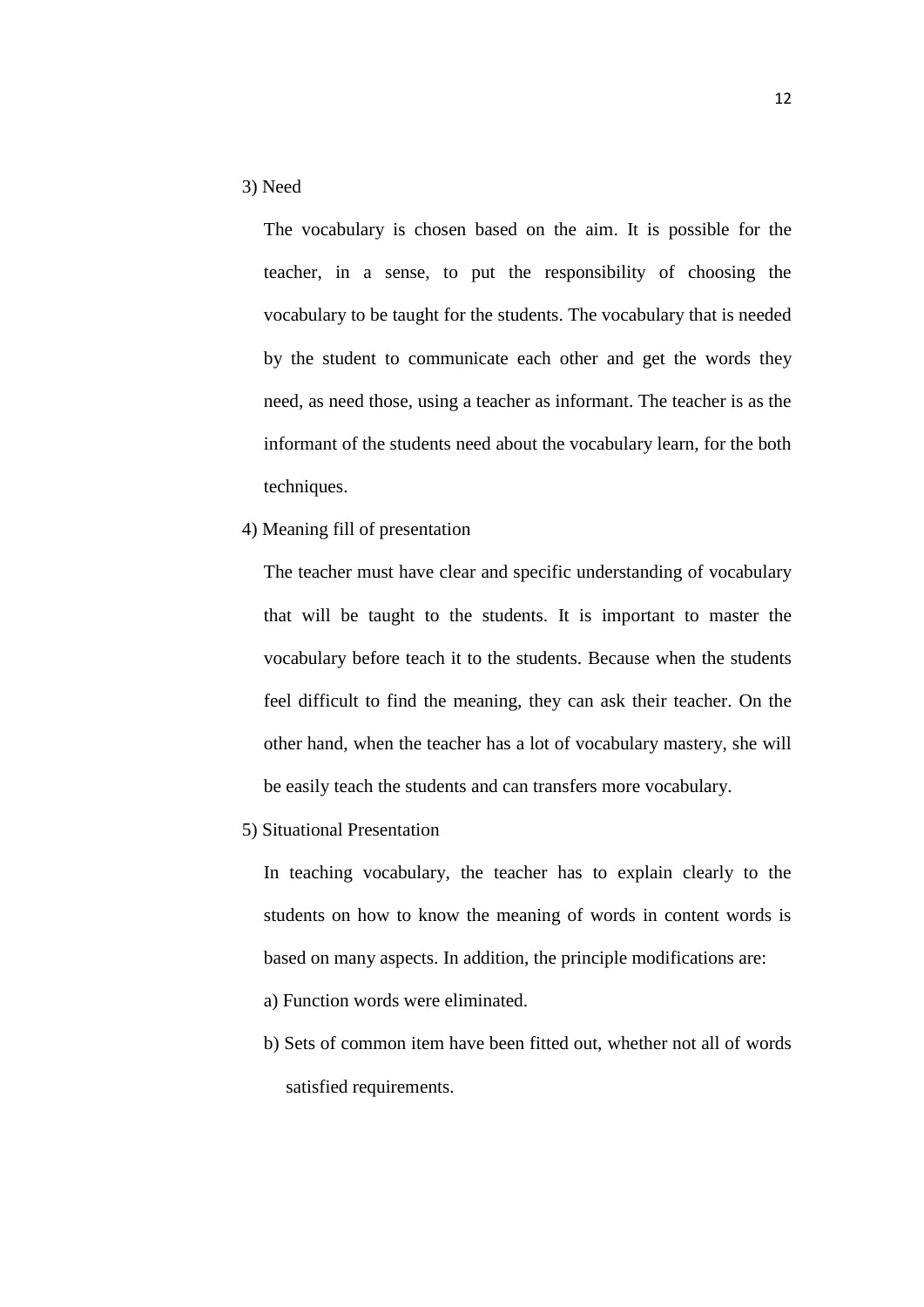3) Need

The vocabulary is chosen based on the aim. It is possible for the teacher, in a sense, to put the responsibility of choosing the vocabulary to be taught for the students. The vocabulary that is needed by the student to communicate each other and get the words they need, as need those, using a teacher as informant. The teacher is as the informant of the students need about the vocabulary learn, for the both techniques.

4) Meaning fill of presentation

The teacher must have clear and specific understanding of vocabulary that will be taught to the students. It is important to master the vocabulary before teach it to the students. Because when the students feel difficult to find the meaning, they can ask their teacher. On the other hand, when the teacher has a lot of vocabulary mastery, she will be easily teach the students and can transfers more vocabulary.

5) Situational Presentation

In teaching vocabulary, the teacher has to explain clearly to the students on how to know the meaning of words in content words is based on many aspects. In addition, the principle modifications are:

a) Function words were eliminated.

b) Sets of common item have been fitted out, whether not all of words satisfied requirements.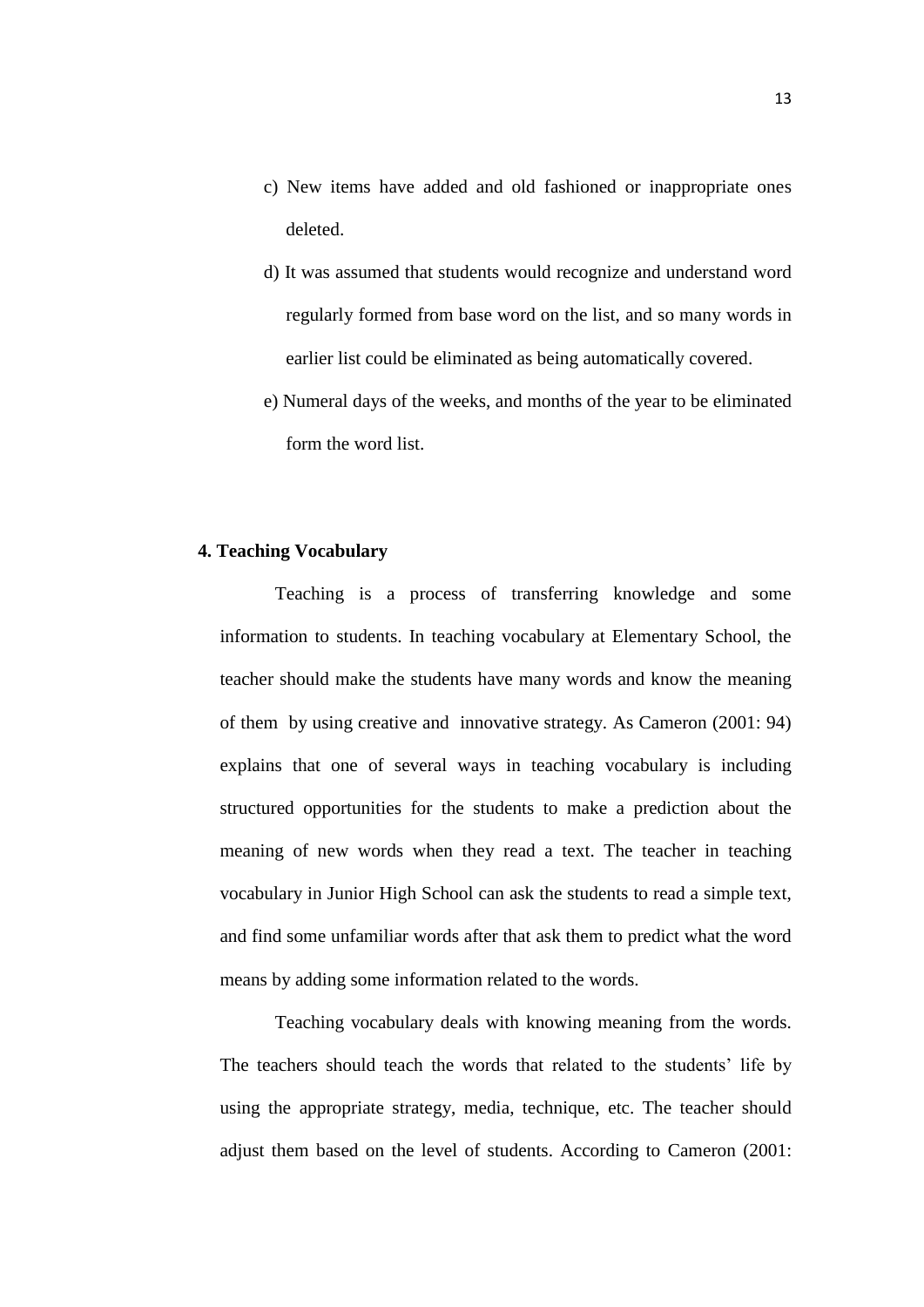c) New items have added and old fashioned or inappropriate ones deleted.

d) It was assumed that students would recognize and understand word regularly formed from base word on the list, and so many words in earlier list could be eliminated as being automatically covered.

e) Numeral days of the weeks, and months of the year to be eliminated form the word list.

**4. Teaching Vocabulary**

Teaching is a process of transferring knowledge and some information to students. In teaching vocabulary at Elementary School, the teacher should make the students have many words and know the meaning of them by using creative and innovative strategy. As Cameron (2001: 94) explains that one of several ways in teaching vocabulary is including structured opportunities for the students to make a prediction about the meaning of new words when they read a text. The teacher in teaching vocabulary in Junior High School can ask the students to read a simple text, and find some unfamiliar words after that ask them to predict what the word means by adding some information related to the words.

Teaching vocabulary deals with knowing meaning from the words. The teachers should teach the words that related to the students' life by using the appropriate strategy, media, technique, etc. The teacher should adjust them based on the level of students. According to Cameron (2001: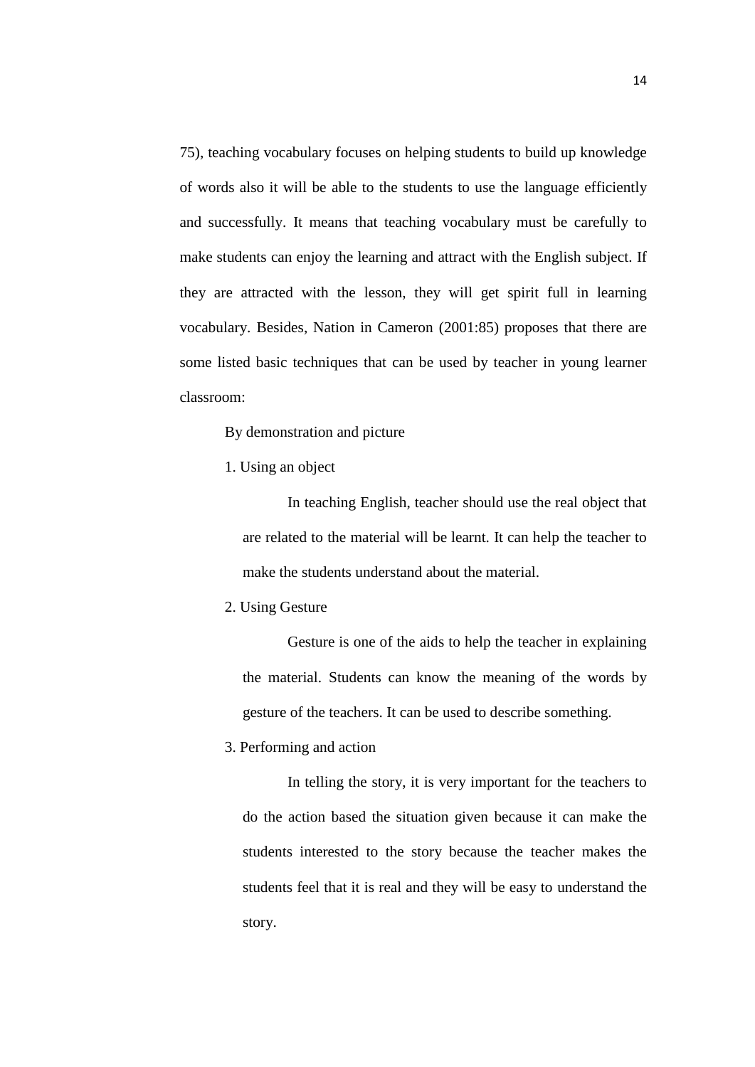75), teaching vocabulary focuses on helping students to build up knowledge of words also it will be able to the students to use the language efficiently and successfully. It means that teaching vocabulary must be carefully to make students can enjoy the learning and attract with the English subject. If they are attracted with the lesson, they will get spirit full in learning vocabulary. Besides, Nation in Cameron (2001:85) proposes that there are some listed basic techniques that can be used by teacher in young learner classroom:

By demonstration and picture

1. Using an object

   In teaching English, teacher should use the real object that are related to the material will be learnt. It can help the teacher to make the students understand about the material.

2. Using Gesture

   Gesture is one of the aids to help the teacher in explaining the material. Students can know the meaning of the words by gesture of the teachers. It can be used to describe something.

3. Performing and action

   In telling the story, it is very important for the teachers to do the action based the situation given because it can make the students interested to the story because the teacher makes the students feel that it is real and they will be easy to understand the story.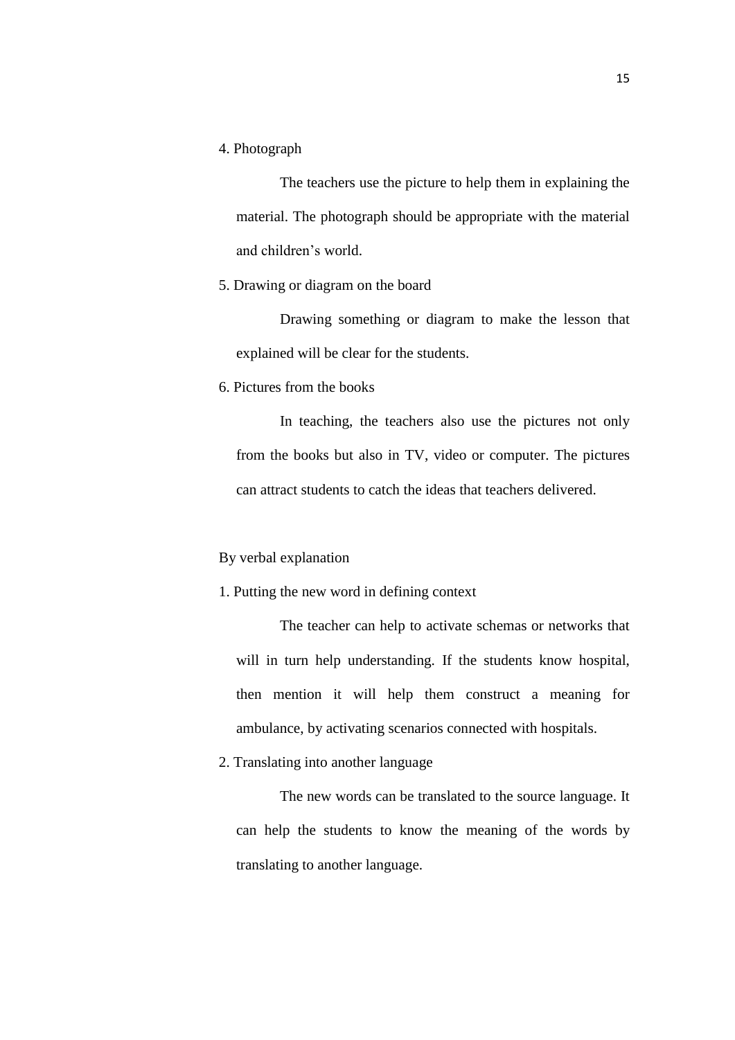4. Photograph

The teachers use the picture to help them in explaining the material. The photograph should be appropriate with the material and children's world.

5. Drawing or diagram on the board

Drawing something or diagram to make the lesson that explained will be clear for the students.

6. Pictures from the books

In teaching, the teachers also use the pictures not only from the books but also in TV, video or computer. The pictures can attract students to catch the ideas that teachers delivered.

By verbal explanation

1. Putting the new word in defining context

The teacher can help to activate schemas or networks that will in turn help understanding. If the students know hospital, then mention it will help them construct a meaning for ambulance, by activating scenarios connected with hospitals.

2. Translating into another language

The new words can be translated to the source language. It can help the students to know the meaning of the words by translating to another language.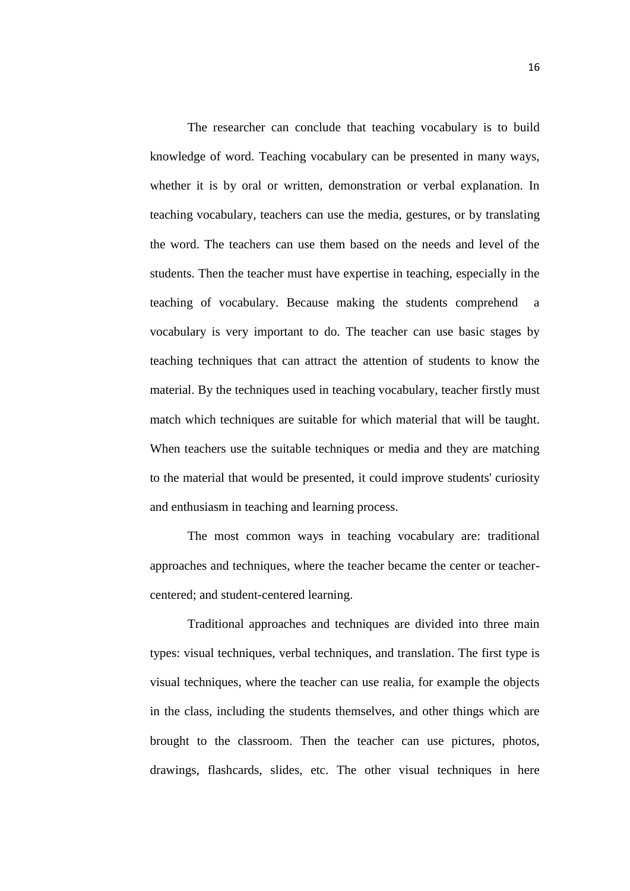The researcher can conclude that teaching vocabulary is to build knowledge of word. Teaching vocabulary can be presented in many ways, whether it is by oral or written, demonstration or verbal explanation. In teaching vocabulary, teachers can use the media, gestures, or by translating the word. The teachers can use them based on the needs and level of the students. Then the teacher must have expertise in teaching, especially in the teaching of vocabulary. Because making the students comprehend a vocabulary is very important to do. The teacher can use basic stages by teaching techniques that can attract the attention of students to know the material. By the techniques used in teaching vocabulary, teacher firstly must match which techniques are suitable for which material that will be taught. When teachers use the suitable techniques or media and they are matching to the material that would be presented, it could improve students' curiosity and enthusiasm in teaching and learning process.

The most common ways in teaching vocabulary are: traditional approaches and techniques, where the teacher became the center or teacher-centered; and student-centered learning.

Traditional approaches and techniques are divided into three main types: visual techniques, verbal techniques, and translation. The first type is visual techniques, where the teacher can use realia, for example the objects in the class, including the students themselves, and other things which are brought to the classroom. Then the teacher can use pictures, photos, drawings, flashcards, slides, etc. The other visual techniques in here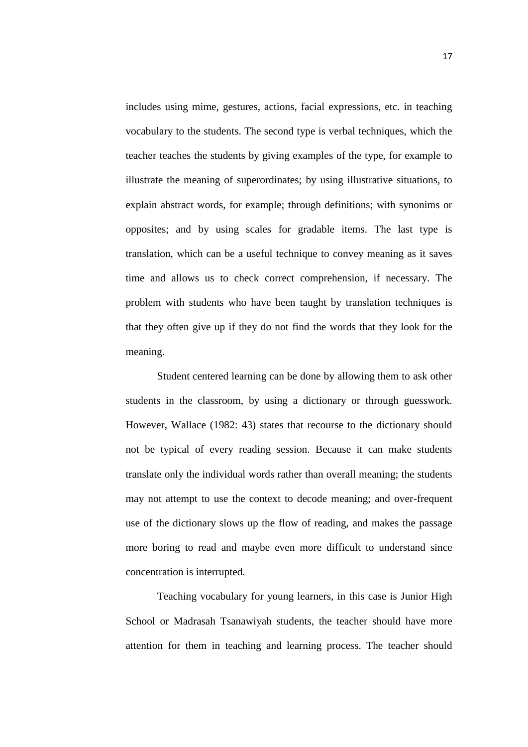includes using mime, gestures, actions, facial expressions, etc. in teaching vocabulary to the students. The second type is verbal techniques, which the teacher teaches the students by giving examples of the type, for example to illustrate the meaning of superordinates; by using illustrative situations, to explain abstract words, for example; through definitions; with synonims or opposites; and by using scales for gradable items. The last type is translation, which can be a useful technique to convey meaning as it saves time and allows us to check correct comprehension, if necessary. The problem with students who have been taught by translation techniques is that they often give up if they do not find the words that they look for the meaning.

Student centered learning can be done by allowing them to ask other students in the classroom, by using a dictionary or through guesswork. However, Wallace (1982: 43) states that recourse to the dictionary should not be typical of every reading session. Because it can make students translate only the individual words rather than overall meaning; the students may not attempt to use the context to decode meaning; and over-frequent use of the dictionary slows up the flow of reading, and makes the passage more boring to read and maybe even more difficult to understand since concentration is interrupted.

Teaching vocabulary for young learners, in this case is Junior High School or Madrasah Tsanawiyah students, the teacher should have more attention for them in teaching and learning process. The teacher should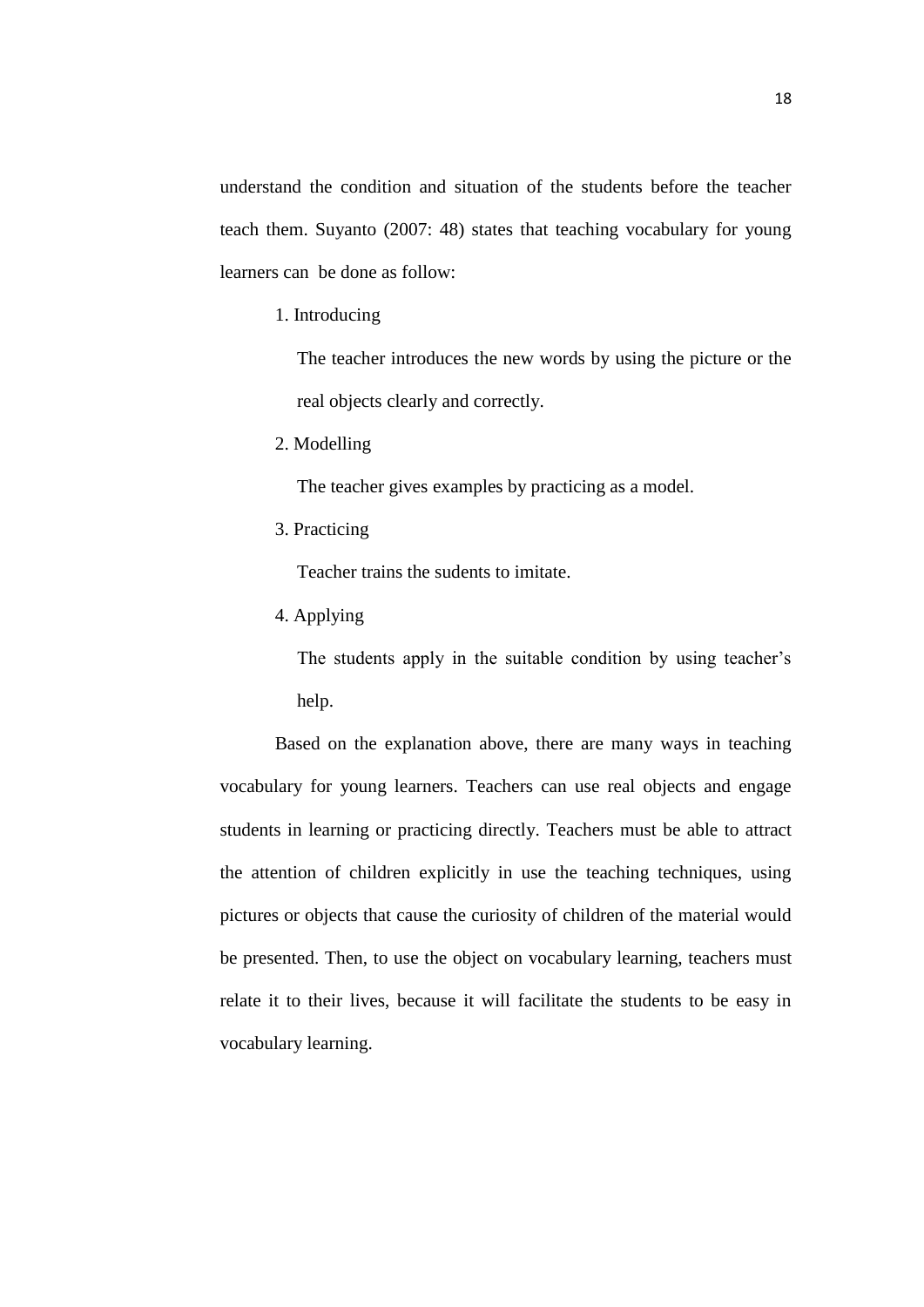understand the condition and situation of the students before the teacher teach them. Suyanto (2007: 48) states that teaching vocabulary for young learners can be done as follow:

1. Introducing

   The teacher introduces the new words by using the picture or the real objects clearly and correctly.

2. Modelling

   The teacher gives examples by practicing as a model.

3. Practicing

   Teacher trains the sudents to imitate.

4. Applying

   The students apply in the suitable condition by using teacher's help.

Based on the explanation above, there are many ways in teaching vocabulary for young learners. Teachers can use real objects and engage students in learning or practicing directly. Teachers must be able to attract the attention of children explicitly in use the teaching techniques, using pictures or objects that cause the curiosity of children of the material would be presented. Then, to use the object on vocabulary learning, teachers must relate it to their lives, because it will facilitate the students to be easy in vocabulary learning.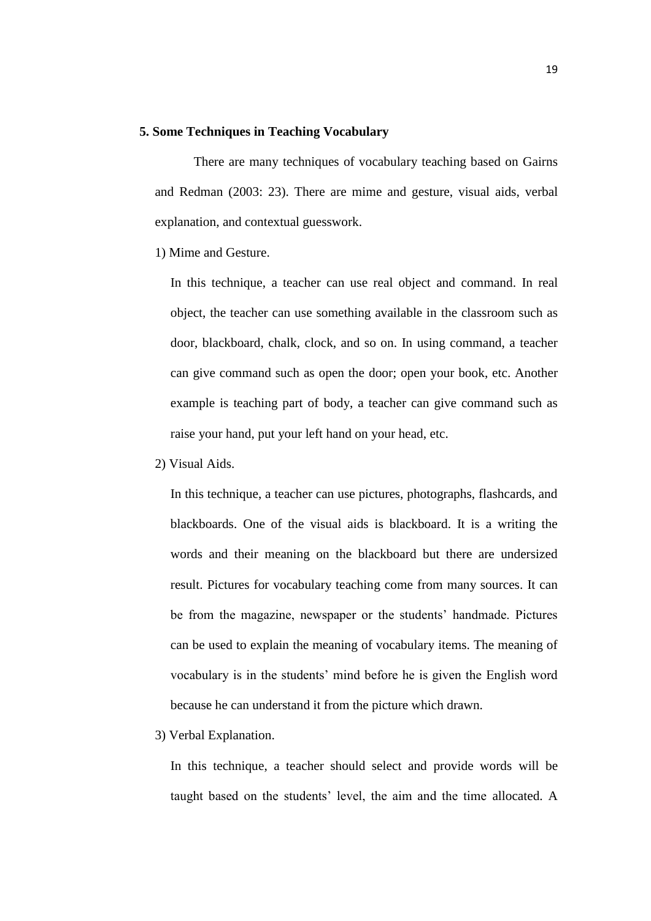**5. Some Techniques in Teaching Vocabulary**

There are many techniques of vocabulary teaching based on Gairns and Redman (2003: 23). There are mime and gesture, visual aids, verbal explanation, and contextual guesswork.

1) Mime and Gesture.

In this technique, a teacher can use real object and command. In real object, the teacher can use something available in the classroom such as door, blackboard, chalk, clock, and so on. In using command, a teacher can give command such as open the door; open your book, etc. Another example is teaching part of body, a teacher can give command such as raise your hand, put your left hand on your head, etc.

2) Visual Aids.

In this technique, a teacher can use pictures, photographs, flashcards, and blackboards. One of the visual aids is blackboard. It is a writing the words and their meaning on the blackboard but there are undersized result. Pictures for vocabulary teaching come from many sources. It can be from the magazine, newspaper or the students' handmade. Pictures can be used to explain the meaning of vocabulary items. The meaning of vocabulary is in the students' mind before he is given the English word because he can understand it from the picture which drawn.

3) Verbal Explanation.

In this technique, a teacher should select and provide words will be taught based on the students' level, the aim and the time allocated. A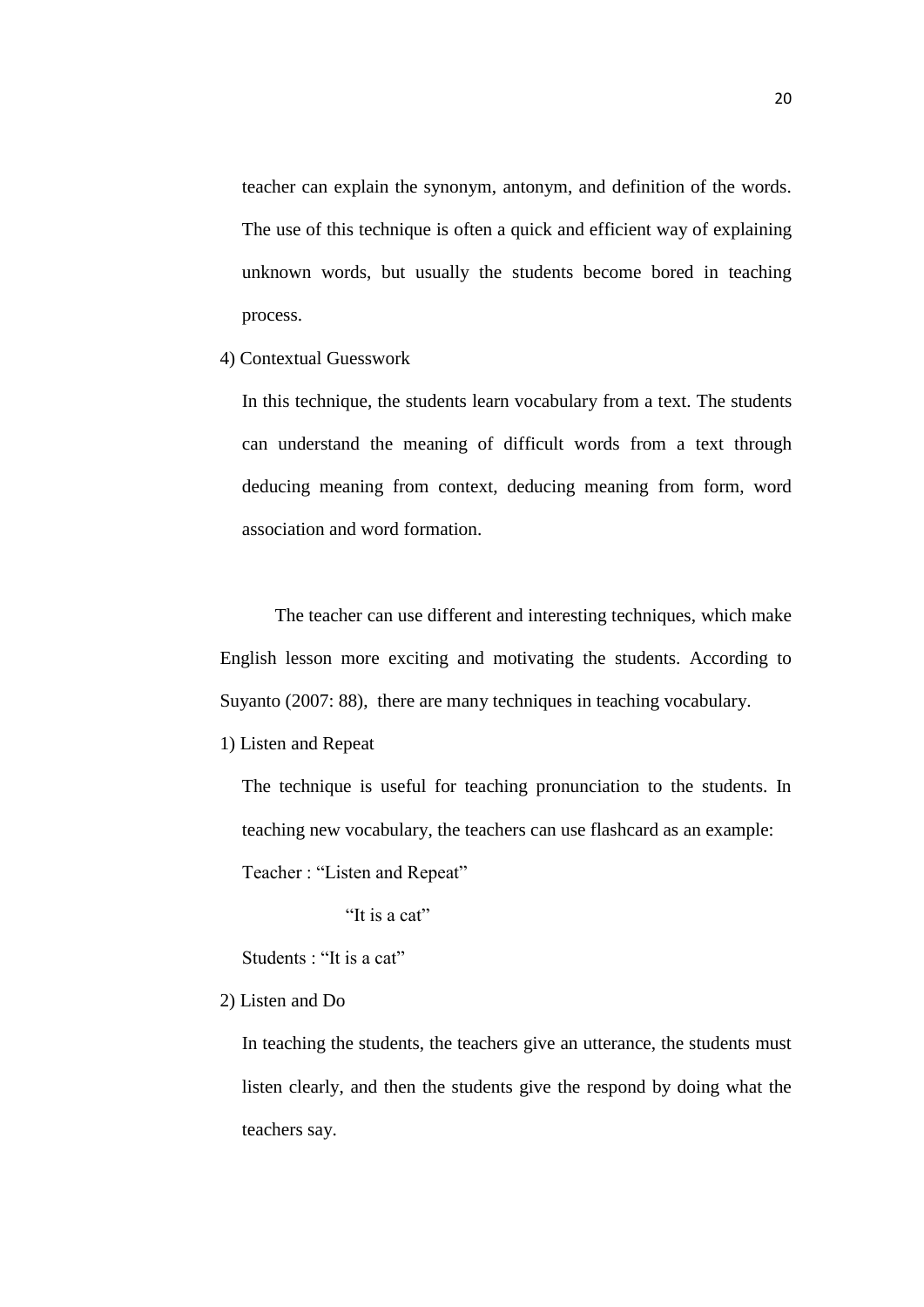teacher can explain the synonym, antonym, and definition of the words. The use of this technique is often a quick and efficient way of explaining unknown words, but usually the students become bored in teaching process.

4) Contextual Guesswork

In this technique, the students learn vocabulary from a text. The students can understand the meaning of difficult words from a text through deducing meaning from context, deducing meaning from form, word association and word formation.

The teacher can use different and interesting techniques, which make English lesson more exciting and motivating the students. According to Suyanto (2007: 88), there are many techniques in teaching vocabulary.

1) Listen and Repeat

The technique is useful for teaching pronunciation to the students. In teaching new vocabulary, the teachers can use flashcard as an example:

Teacher : "Listen and Repeat"

"It is a cat"

Students : "It is a cat"

2) Listen and Do

In teaching the students, the teachers give an utterance, the students must listen clearly, and then the students give the respond by doing what the teachers say.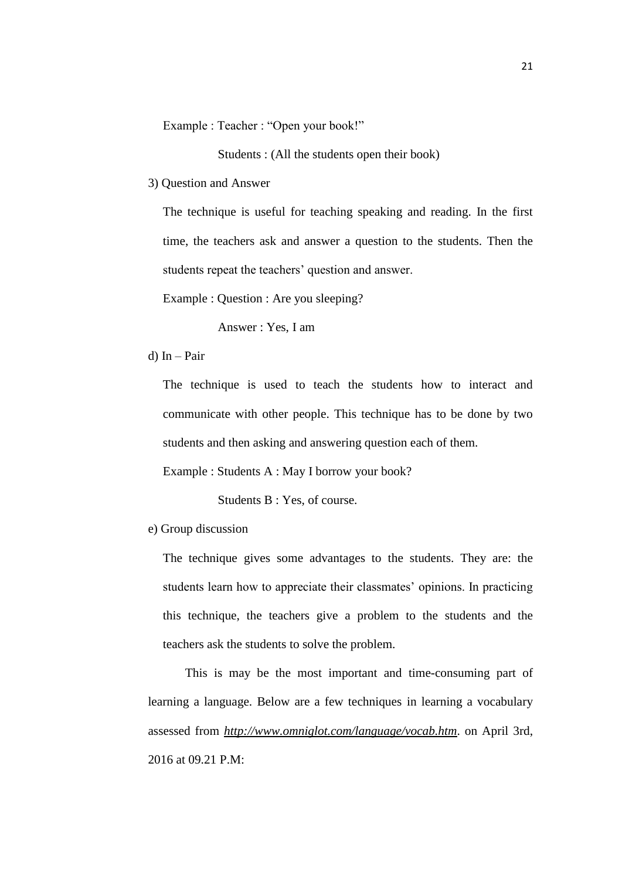Example : Teacher : "Open your book!"

Students : (All the students open their book)

3) Question and Answer

The technique is useful for teaching speaking and reading. In the first time, the teachers ask and answer a question to the students. Then the students repeat the teachers' question and answer.

Example : Question : Are you sleeping?

Answer : Yes, I am

d) In – Pair

The technique is used to teach the students how to interact and communicate with other people. This technique has to be done by two students and then asking and answering question each of them.

Example : Students A : May I borrow your book?

Students B : Yes, of course.

e) Group discussion

The technique gives some advantages to the students. They are: the students learn how to appreciate their classmates' opinions. In practicing this technique, the teachers give a problem to the students and the teachers ask the students to solve the problem.

This is may be the most important and time-consuming part of learning a language. Below are a few techniques in learning a vocabulary assessed from ***http://www.omniglot.com/language/vocab.htm***. on April 3rd, 2016 at 09.21 P.M: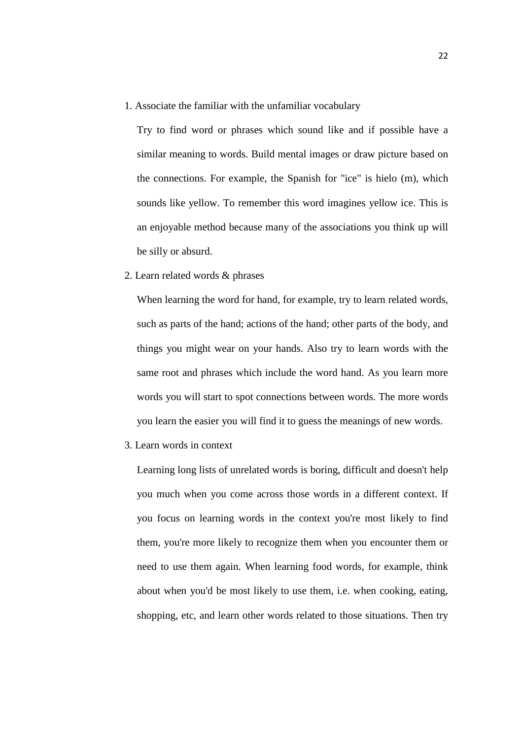1. Associate the familiar with the unfamiliar vocabulary

   Try to find word or phrases which sound like and if possible have a similar meaning to words. Build mental images or draw picture based on the connections. For example, the Spanish for "ice" is hielo (m), which sounds like yellow. To remember this word imagines yellow ice. This is an enjoyable method because many of the associations you think up will be silly or absurd.

2. Learn related words & phrases

   When learning the word for hand, for example, try to learn related words, such as parts of the hand; actions of the hand; other parts of the body, and things you might wear on your hands. Also try to learn words with the same root and phrases which include the word hand. As you learn more words you will start to spot connections between words. The more words you learn the easier you will find it to guess the meanings of new words.

3. Learn words in context

   Learning long lists of unrelated words is boring, difficult and doesn't help you much when you come across those words in a different context. If you focus on learning words in the context you're most likely to find them, you're more likely to recognize them when you encounter them or need to use them again. When learning food words, for example, think about when you'd be most likely to use them, i.e. when cooking, eating, shopping, etc, and learn other words related to those situations. Then try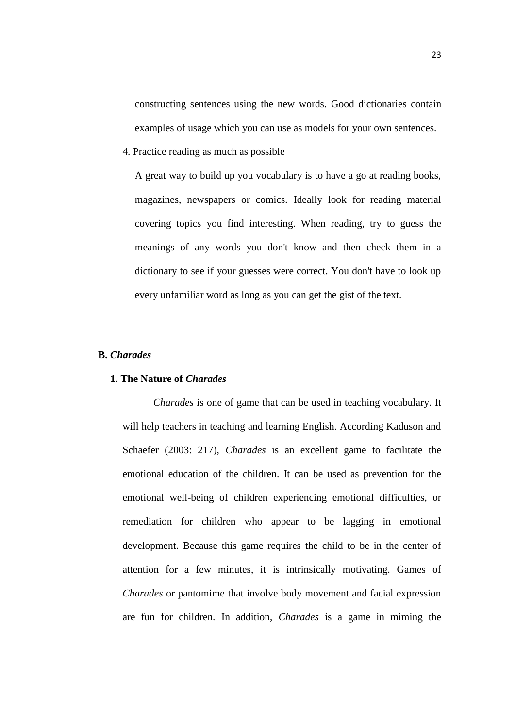constructing sentences using the new words. Good dictionaries contain examples of usage which you can use as models for your own sentences.

4. Practice reading as much as possible

A great way to build up you vocabulary is to have a go at reading books, magazines, newspapers or comics. Ideally look for reading material covering topics you find interesting. When reading, try to guess the meanings of any words you don't know and then check them in a dictionary to see if your guesses were correct. You don't have to look up every unfamiliar word as long as you can get the gist of the text.

## B. *Charades*

### 1. The Nature of *Charades*

*Charades* is one of game that can be used in teaching vocabulary. It will help teachers in teaching and learning English. According Kaduson and Schaefer (2003: 217), *Charades* is an excellent game to facilitate the emotional education of the children. It can be used as prevention for the emotional well-being of children experiencing emotional difficulties, or remediation for children who appear to be lagging in emotional development. Because this game requires the child to be in the center of attention for a few minutes, it is intrinsically motivating. Games of *Charades* or pantomime that involve body movement and facial expression are fun for children. In addition, *Charades* is a game in miming the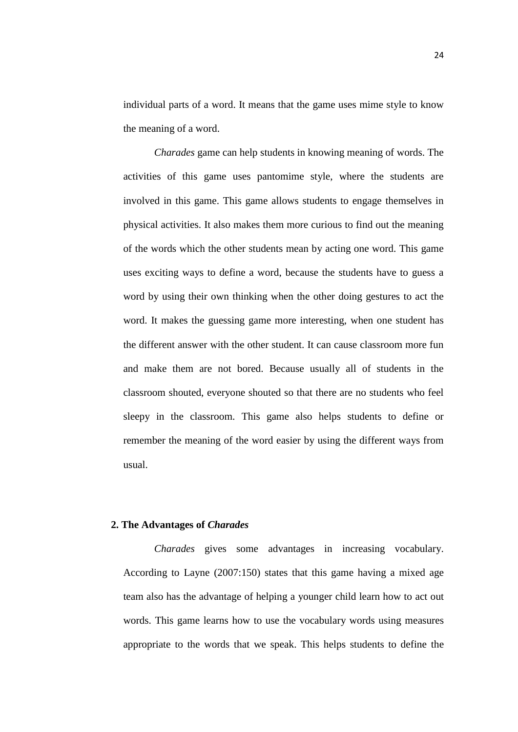individual parts of a word. It means that the game uses mime style to know the meaning of a word.

*Charades* game can help students in knowing meaning of words. The activities of this game uses pantomime style, where the students are involved in this game. This game allows students to engage themselves in physical activities. It also makes them more curious to find out the meaning of the words which the other students mean by acting one word. This game uses exciting ways to define a word, because the students have to guess a word by using their own thinking when the other doing gestures to act the word. It makes the guessing game more interesting, when one student has the different answer with the other student. It can cause classroom more fun and make them are not bored. Because usually all of students in the classroom shouted, everyone shouted so that there are no students who feel sleepy in the classroom. This game also helps students to define or remember the meaning of the word easier by using the different ways from usual.

## 2. The Advantages of *Charades*

*Charades* gives some advantages in increasing vocabulary. According to Layne (2007:150) states that this game having a mixed age team also has the advantage of helping a younger child learn how to act out words. This game learns how to use the vocabulary words using measures appropriate to the words that we speak. This helps students to define the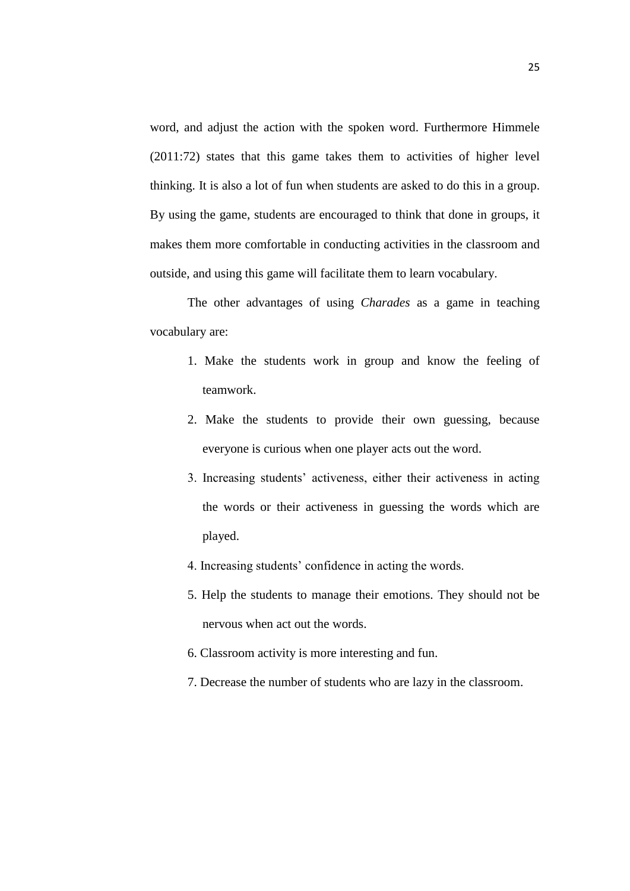word, and adjust the action with the spoken word. Furthermore Himmele (2011:72) states that this game takes them to activities of higher level thinking. It is also a lot of fun when students are asked to do this in a group. By using the game, students are encouraged to think that done in groups, it makes them more comfortable in conducting activities in the classroom and outside, and using this game will facilitate them to learn vocabulary.

The other advantages of using *Charades* as a game in teaching vocabulary are:

1. Make the students work in group and know the feeling of teamwork.
2. Make the students to provide their own guessing, because everyone is curious when one player acts out the word.
3. Increasing students' activeness, either their activeness in acting the words or their activeness in guessing the words which are played.
4. Increasing students' confidence in acting the words.
5. Help the students to manage their emotions. They should not be nervous when act out the words.
6. Classroom activity is more interesting and fun.
7. Decrease the number of students who are lazy in the classroom.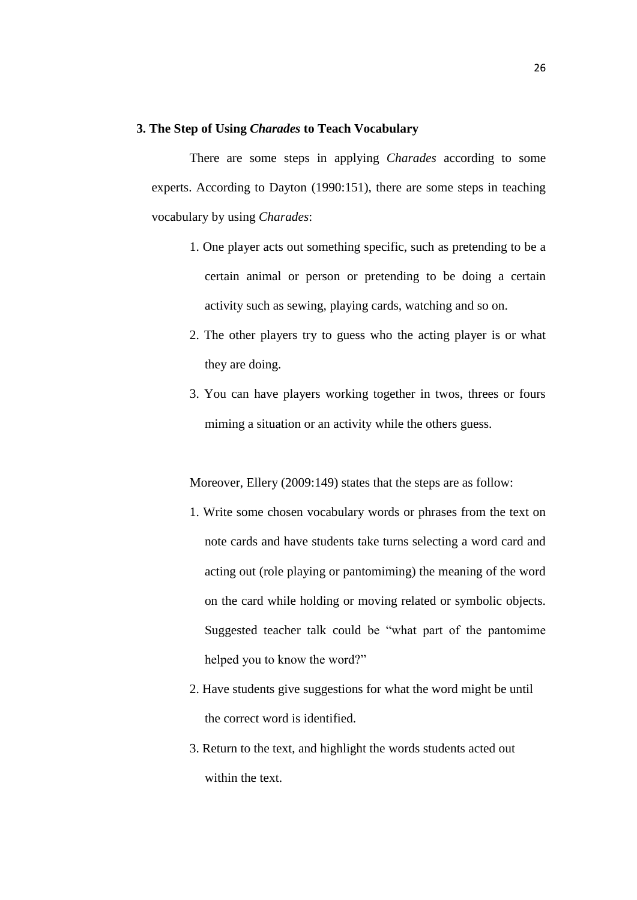### 3. The Step of Using *Charades* to Teach Vocabulary

There are some steps in applying *Charades* according to some experts. According to Dayton (1990:151), there are some steps in teaching vocabulary by using *Charades*:

1. One player acts out something specific, such as pretending to be a certain animal or person or pretending to be doing a certain activity such as sewing, playing cards, watching and so on.
2. The other players try to guess who the acting player is or what they are doing.
3. You can have players working together in twos, threes or fours miming a situation or an activity while the others guess.

Moreover, Ellery (2009:149) states that the steps are as follow:

1. Write some chosen vocabulary words or phrases from the text on note cards and have students take turns selecting a word card and acting out (role playing or pantomiming) the meaning of the word on the card while holding or moving related or symbolic objects. Suggested teacher talk could be "what part of the pantomime helped you to know the word?"
2. Have students give suggestions for what the word might be until the correct word is identified.
3. Return to the text, and highlight the words students acted out within the text.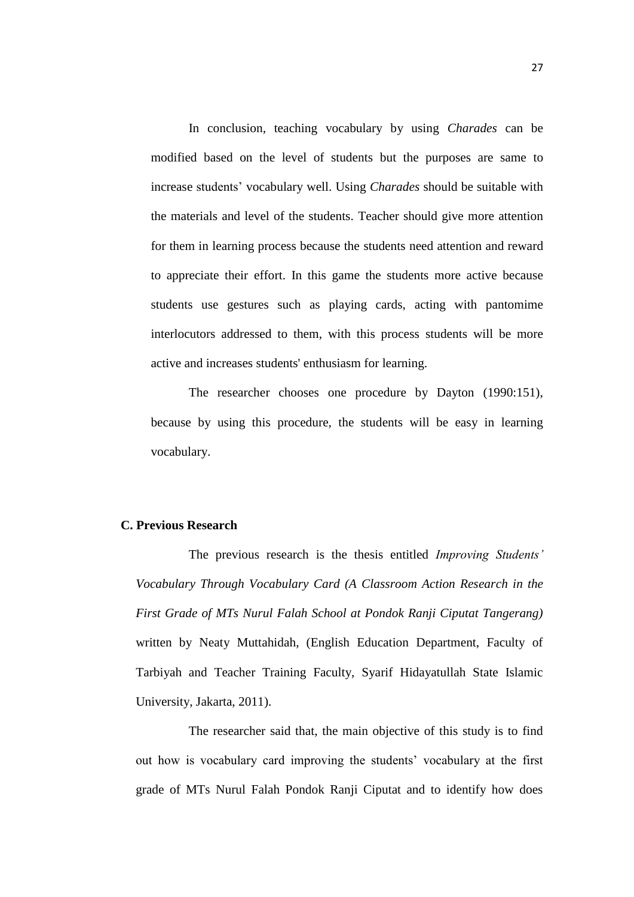In conclusion, teaching vocabulary by using *Charades* can be modified based on the level of students but the purposes are same to increase students' vocabulary well. Using *Charades* should be suitable with the materials and level of the students. Teacher should give more attention for them in learning process because the students need attention and reward to appreciate their effort. In this game the students more active because students use gestures such as playing cards, acting with pantomime interlocutors addressed to them, with this process students will be more active and increases students' enthusiasm for learning.

The researcher chooses one procedure by Dayton (1990:151), because by using this procedure, the students will be easy in learning vocabulary.

## C. Previous Research

The previous research is the thesis entitled *Improving Students' Vocabulary Through Vocabulary Card (A Classroom Action Research in the First Grade of MTs Nurul Falah School at Pondok Ranji Ciputat Tangerang)* written by Neaty Muttahidah, (English Education Department, Faculty of Tarbiyah and Teacher Training Faculty, Syarif Hidayatullah State Islamic University, Jakarta, 2011).

The researcher said that, the main objective of this study is to find out how is vocabulary card improving the students' vocabulary at the first grade of MTs Nurul Falah Pondok Ranji Ciputat and to identify how does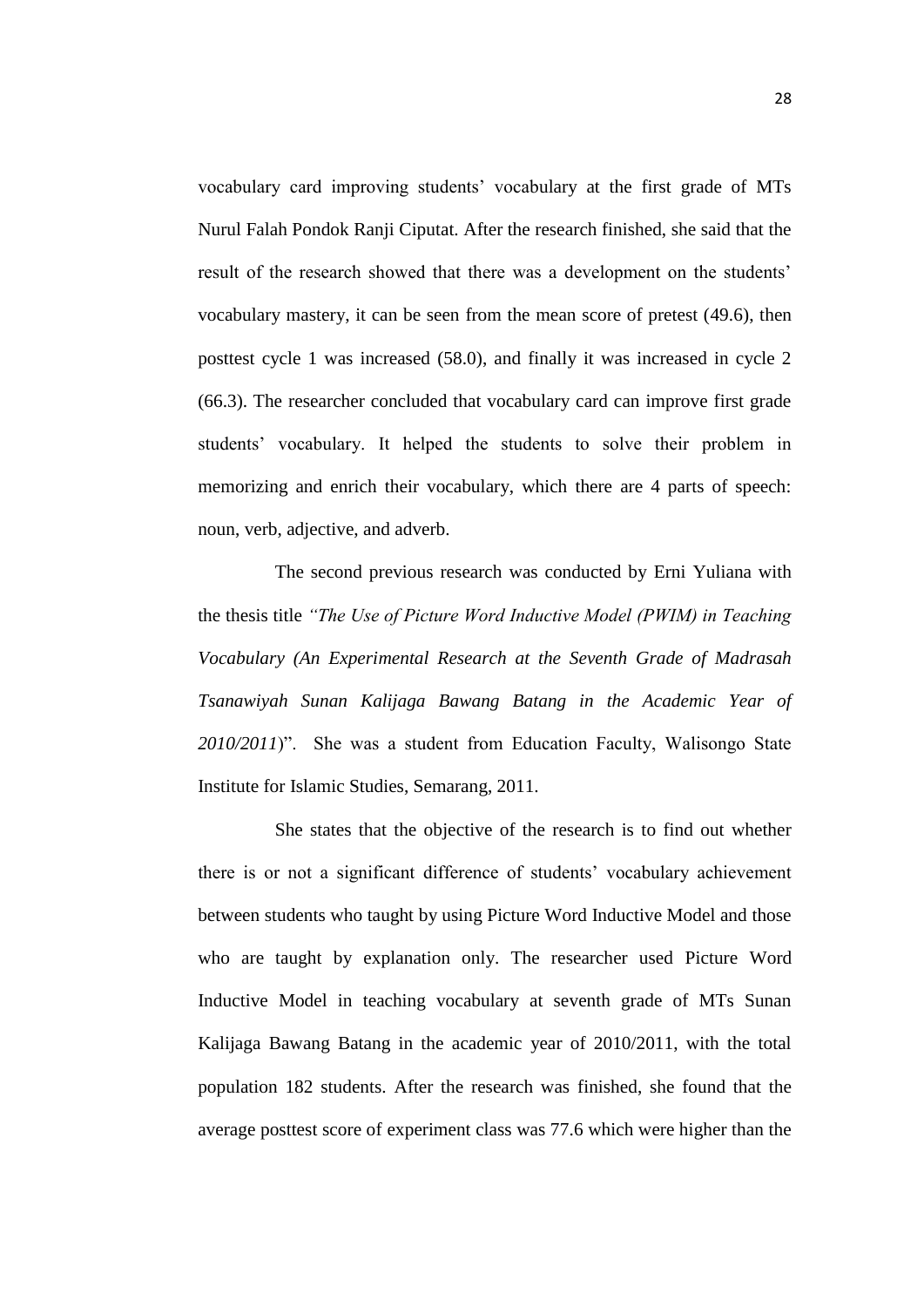vocabulary card improving students' vocabulary at the first grade of MTs Nurul Falah Pondok Ranji Ciputat. After the research finished, she said that the result of the research showed that there was a development on the students' vocabulary mastery, it can be seen from the mean score of pretest (49.6), then posttest cycle 1 was increased (58.0), and finally it was increased in cycle 2 (66.3). The researcher concluded that vocabulary card can improve first grade students' vocabulary. It helped the students to solve their problem in memorizing and enrich their vocabulary, which there are 4 parts of speech: noun, verb, adjective, and adverb.

The second previous research was conducted by Erni Yuliana with the thesis title *"The Use of Picture Word Inductive Model (PWIM) in Teaching Vocabulary (An Experimental Research at the Seventh Grade of Madrasah Tsanawiyah Sunan Kalijaga Bawang Batang in the Academic Year of 2010/2011*)". She was a student from Education Faculty, Walisongo State Institute for Islamic Studies, Semarang, 2011.

She states that the objective of the research is to find out whether there is or not a significant difference of students' vocabulary achievement between students who taught by using Picture Word Inductive Model and those who are taught by explanation only. The researcher used Picture Word Inductive Model in teaching vocabulary at seventh grade of MTs Sunan Kalijaga Bawang Batang in the academic year of 2010/2011, with the total population 182 students. After the research was finished, she found that the average posttest score of experiment class was 77.6 which were higher than the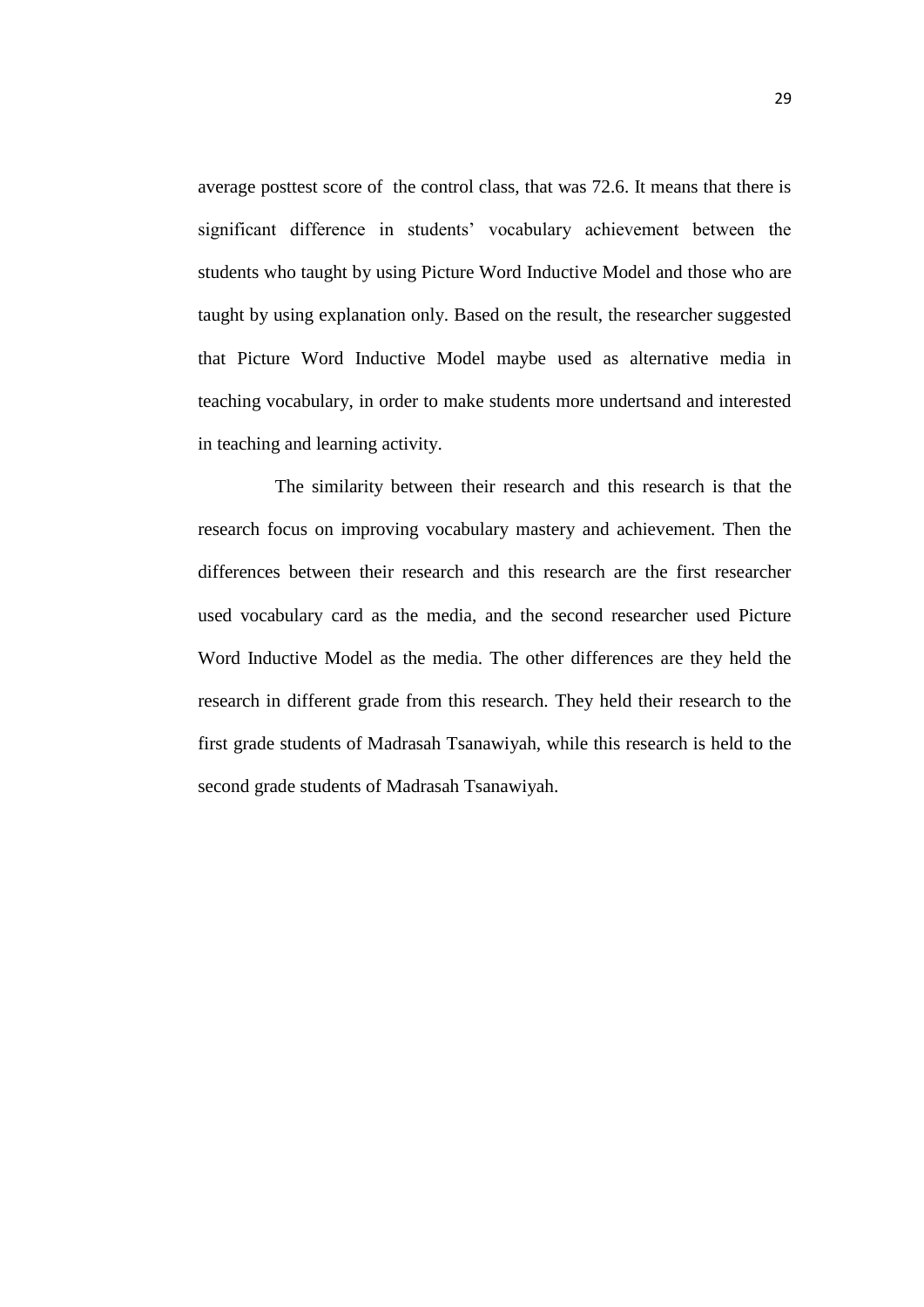average posttest score of  the control class, that was 72.6. It means that there is significant difference in students' vocabulary achievement between the students who taught by using Picture Word Inductive Model and those who are taught by using explanation only. Based on the result, the researcher suggested that Picture Word Inductive Model maybe used as alternative media in teaching vocabulary, in order to make students more undertsand and interested in teaching and learning activity.

The similarity between their research and this research is that the research focus on improving vocabulary mastery and achievement. Then the differences between their research and this research are the first researcher used vocabulary card as the media, and the second researcher used Picture Word Inductive Model as the media. The other differences are they held the research in different grade from this research. They held their research to the first grade students of Madrasah Tsanawiyah, while this research is held to the second grade students of Madrasah Tsanawiyah.